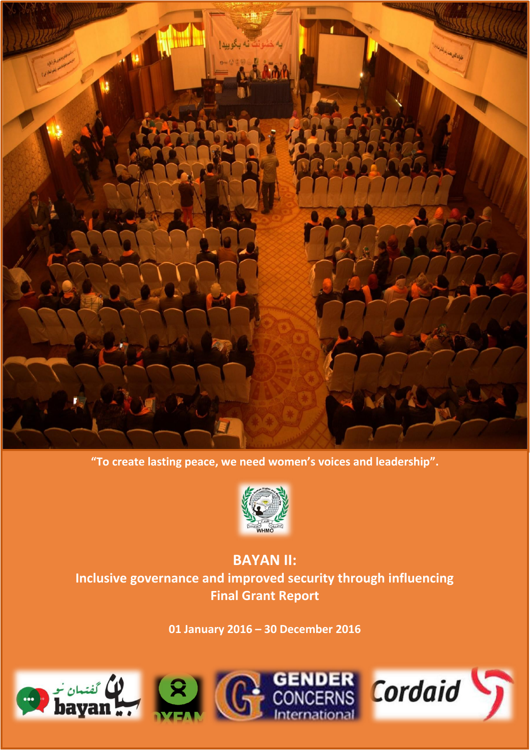"To create lasting peace, we need women's voices and leadership".

# BAYAN II:

## Inclusive governance and improved security through influencing
## Final Grant Report

**01 January 2016 – 30 December 2016**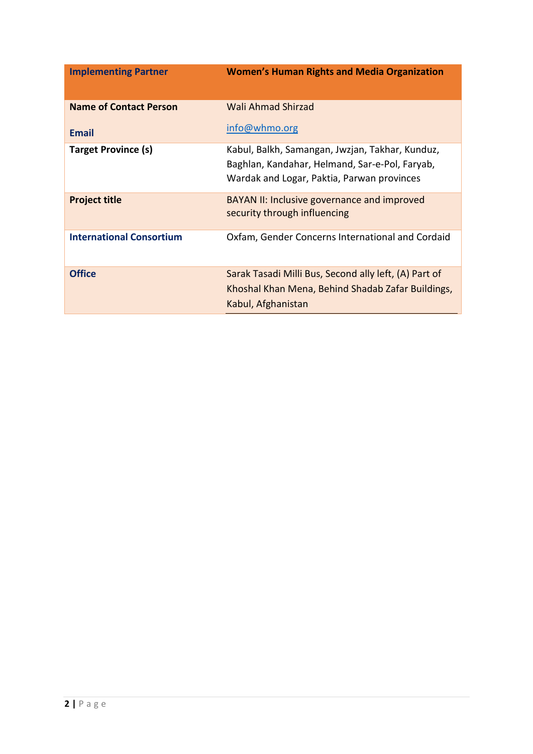| Implementing Partner | Women's Human Rights and Media Organization |
|---|---|
| **Name of Contact Person**<br><br>**Email** | Wali Ahmad Shirzad<br><br>info@whmo.org |
| **Target Province (s)** | Kabul, Balkh, Samangan, Jwzjan, Takhar, Kunduz, Baghlan, Kandahar, Helmand, Sar-e-Pol, Faryab, Wardak and Logar, Paktia, Parwan provinces |
| **Project title** | BAYAN II: Inclusive governance and improved security through influencing |
| **International Consortium** | Oxfam, Gender Concerns International and Cordaid |
| **Office** | Sarak Tasadi Milli Bus, Second ally left, (A) Part of Khoshal Khan Mena, Behind Shadab Zafar Buildings, Kabul, Afghanistan |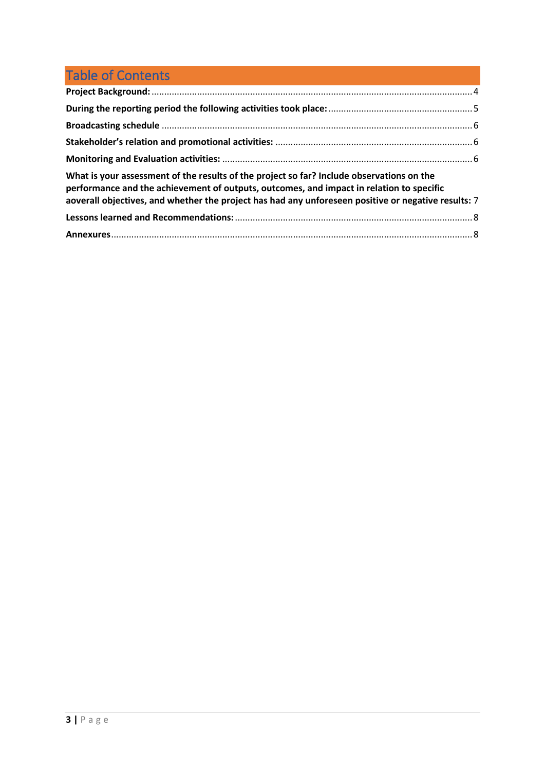# Table of Contents

**Project Background:** ........................................................................................................................ 4

**During the reporting period the following activities took place:** ........................................................ 5

**Broadcasting schedule** ......................................................................................................................... 6

**Stakeholder's relation and promotional activities:** ............................................................................. 6

**Monitoring and Evaluation activities:** ................................................................................................. 6

**What is your assessment of the results of the project so far? Include observations on the performance and the achievement of outputs, outcomes, and impact in relation to specific aoverall objectives, and whether the project has had any unforeseen positive or negative results:** 7

**Lessons learned and Recommendations:** ............................................................................................ 8

**Annexures** ............................................................................................................................................. 8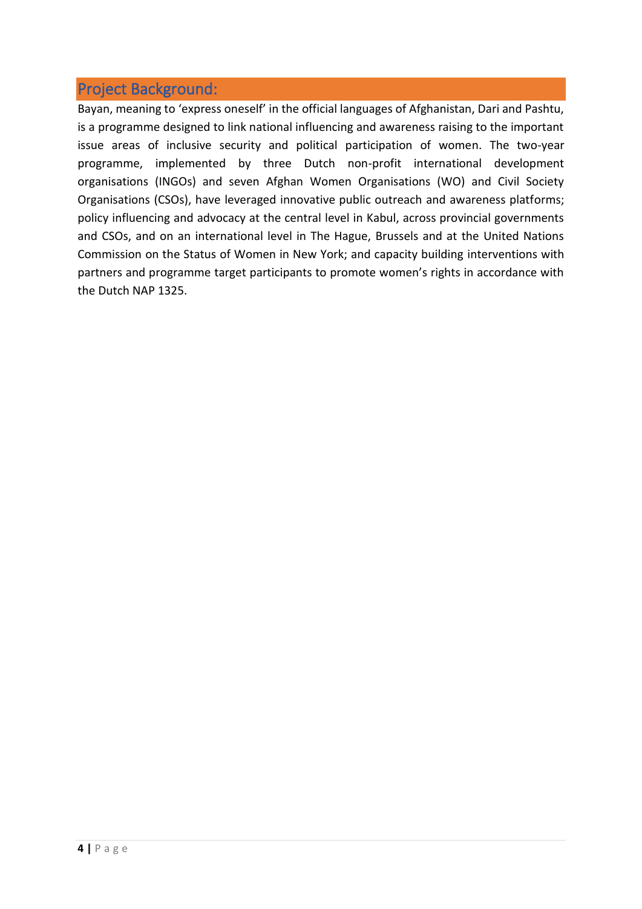## Project Background:

Bayan, meaning to 'express oneself' in the official languages of Afghanistan, Dari and Pashtu, is a programme designed to link national influencing and awareness raising to the important issue areas of inclusive security and political participation of women. The two-year programme, implemented by three Dutch non-profit international development organisations (INGOs) and seven Afghan Women Organisations (WO) and Civil Society Organisations (CSOs), have leveraged innovative public outreach and awareness platforms; policy influencing and advocacy at the central level in Kabul, across provincial governments and CSOs, and on an international level in The Hague, Brussels and at the United Nations Commission on the Status of Women in New York; and capacity building interventions with partners and programme target participants to promote women's rights in accordance with the Dutch NAP 1325.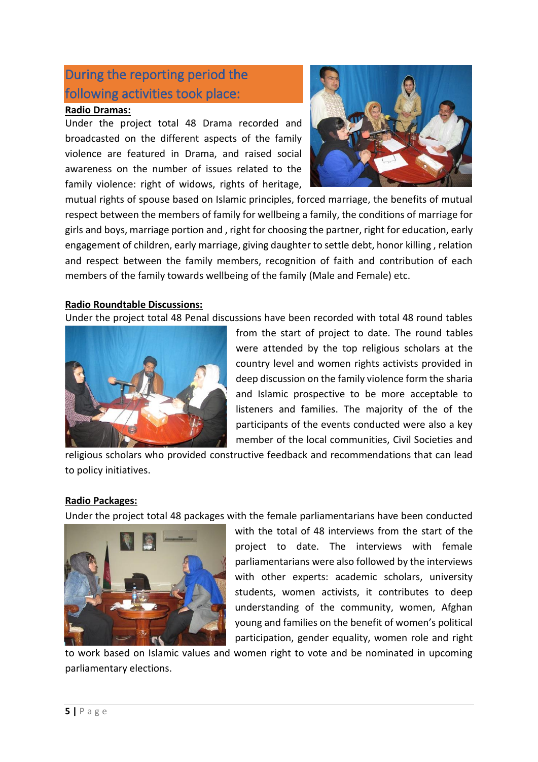## During the reporting period the following activities took place:

**Radio Dramas:**

Under the project total 48 Drama recorded and broadcasted on the different aspects of the family violence are featured in Drama, and raised social awareness on the number of issues related to the family violence: right of widows, rights of heritage, mutual rights of spouse based on Islamic principles, forced marriage, the benefits of mutual respect between the members of family for wellbeing a family, the conditions of marriage for girls and boys, marriage portion and , right for choosing the partner, right for education, early engagement of children, early marriage, giving daughter to settle debt, honor killing , relation and respect between the family members, recognition of faith and contribution of each members of the family towards wellbeing of the family (Male and Female) etc.

**Radio Roundtable Discussions:**

Under the project total 48 Penal discussions have been recorded with total 48 round tables from the start of project to date. The round tables were attended by the top religious scholars at the country level and women rights activists provided in deep discussion on the family violence form the sharia and Islamic prospective to be more acceptable to listeners and families. The majority of the of the participants of the events conducted were also a key member of the local communities, Civil Societies and religious scholars who provided constructive feedback and recommendations that can lead to policy initiatives.

**Radio Packages:**

Under the project total 48 packages with the female parliamentarians have been conducted with the total of 48 interviews from the start of the project to date. The interviews with female parliamentarians were also followed by the interviews with other experts: academic scholars, university students, women activists, it contributes to deep understanding of the community, women, Afghan young and families on the benefit of women's political participation, gender equality, women role and right to work based on Islamic values and women right to vote and be nominated in upcoming parliamentary elections.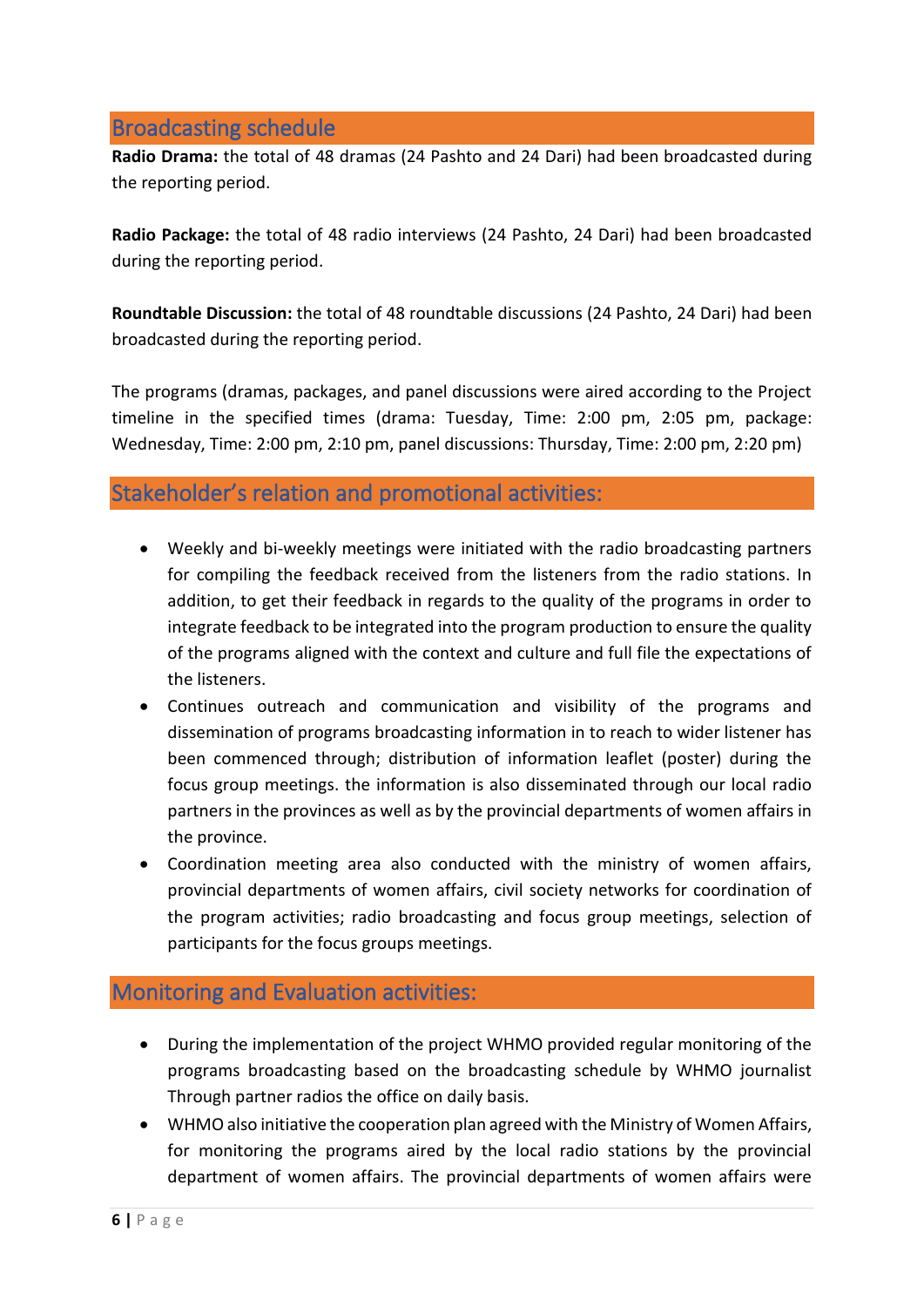## Broadcasting schedule

**Radio Drama:** the total of 48 dramas (24 Pashto and 24 Dari) had been broadcasted during the reporting period.

**Radio Package:** the total of 48 radio interviews (24 Pashto, 24 Dari) had been broadcasted during the reporting period.

**Roundtable Discussion:** the total of 48 roundtable discussions (24 Pashto, 24 Dari) had been broadcasted during the reporting period.

The programs (dramas, packages, and panel discussions were aired according to the Project timeline in the specified times (drama: Tuesday, Time: 2:00 pm, 2:05 pm, package: Wednesday, Time: 2:00 pm, 2:10 pm, panel discussions: Thursday, Time: 2:00 pm, 2:20 pm)

## Stakeholder's relation and promotional activities:

- Weekly and bi-weekly meetings were initiated with the radio broadcasting partners for compiling the feedback received from the listeners from the radio stations. In addition, to get their feedback in regards to the quality of the programs in order to integrate feedback to be integrated into the program production to ensure the quality of the programs aligned with the context and culture and full file the expectations of the listeners.
- Continues outreach and communication and visibility of the programs and dissemination of programs broadcasting information in to reach to wider listener has been commenced through; distribution of information leaflet (poster) during the focus group meetings. the information is also disseminated through our local radio partners in the provinces as well as by the provincial departments of women affairs in the province.
- Coordination meeting area also conducted with the ministry of women affairs, provincial departments of women affairs, civil society networks for coordination of the program activities; radio broadcasting and focus group meetings, selection of participants for the focus groups meetings.

## Monitoring and Evaluation activities:

- During the implementation of the project WHMO provided regular monitoring of the programs broadcasting based on the broadcasting schedule by WHMO journalist Through partner radios the office on daily basis.
- WHMO also initiative the cooperation plan agreed with the Ministry of Women Affairs, for monitoring the programs aired by the local radio stations by the provincial department of women affairs. The provincial departments of women affairs were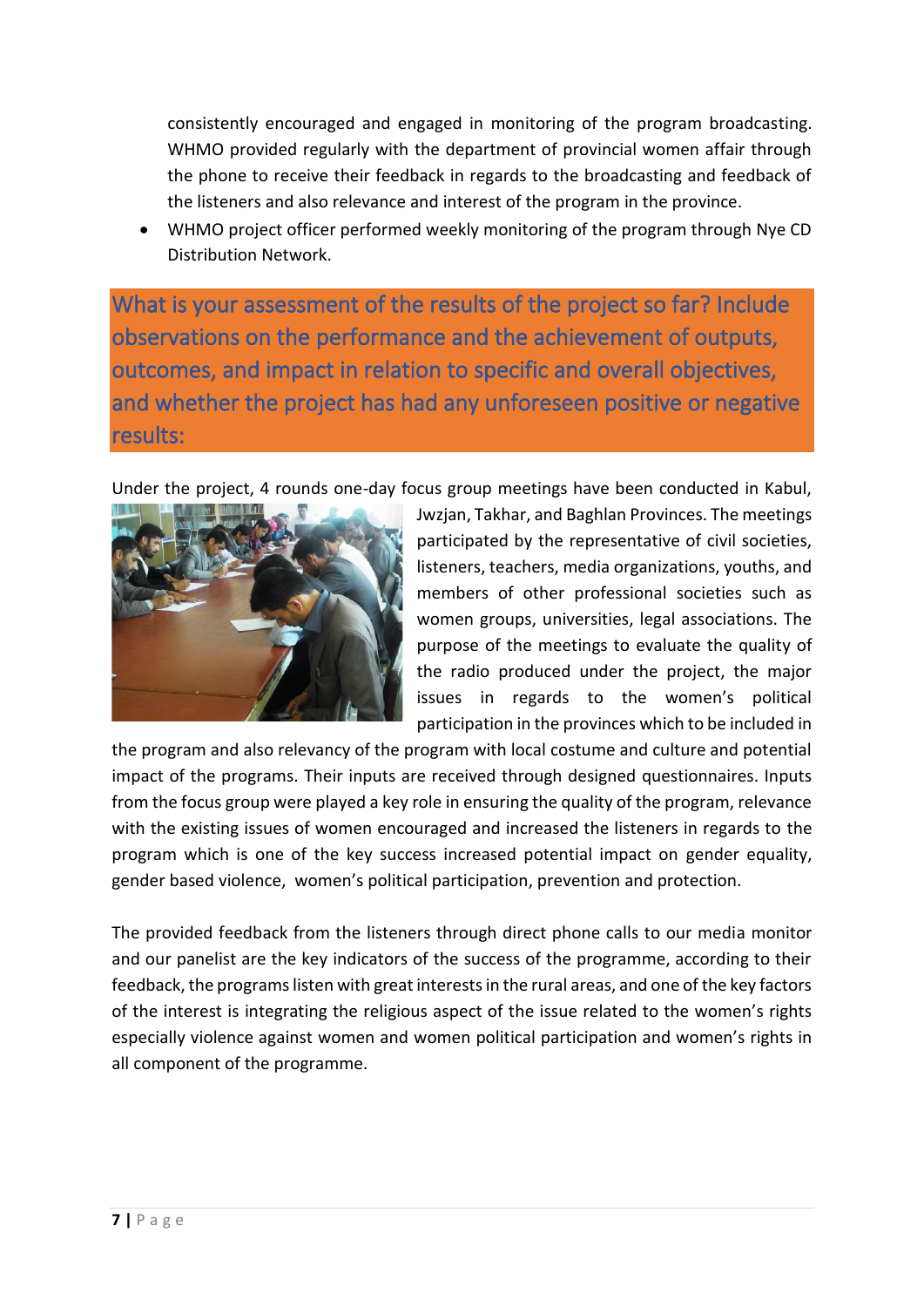consistently encouraged and engaged in monitoring of the program broadcasting. WHMO provided regularly with the department of provincial women affair through the phone to receive their feedback in regards to the broadcasting and feedback of the listeners and also relevance and interest of the program in the province.

- WHMO project officer performed weekly monitoring of the program through Nye CD Distribution Network.

## What is your assessment of the results of the project so far? Include observations on the performance and the achievement of outputs, outcomes, and impact in relation to specific and overall objectives, and whether the project has had any unforeseen positive or negative results:

Under the project, 4 rounds one-day focus group meetings have been conducted in Kabul, Jwzjan, Takhar, and Baghlan Provinces. The meetings participated by the representative of civil societies, listeners, teachers, media organizations, youths, and members of other professional societies such as women groups, universities, legal associations. The purpose of the meetings to evaluate the quality of the radio produced under the project, the major issues in regards to the women's political participation in the provinces which to be included in the program and also relevancy of the program with local costume and culture and potential impact of the programs. Their inputs are received through designed questionnaires. Inputs from the focus group were played a key role in ensuring the quality of the program, relevance with the existing issues of women encouraged and increased the listeners in regards to the program which is one of the key success increased potential impact on gender equality, gender based violence, women's political participation, prevention and protection.

The provided feedback from the listeners through direct phone calls to our media monitor and our panelist are the key indicators of the success of the programme, according to their feedback, the programs listen with great interests in the rural areas, and one of the key factors of the interest is integrating the religious aspect of the issue related to the women's rights especially violence against women and women political participation and women's rights in all component of the programme.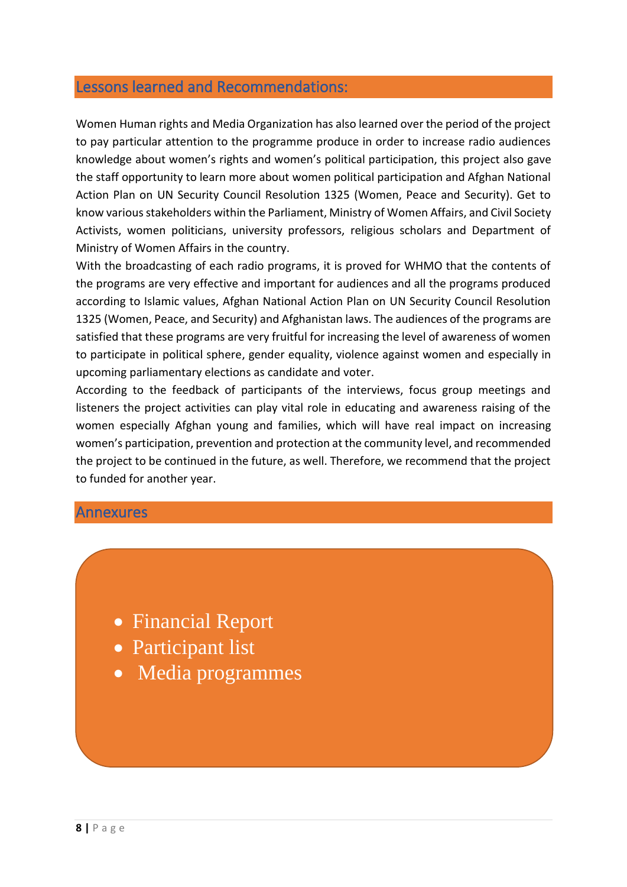## Lessons learned and Recommendations:

Women Human rights and Media Organization has also learned over the period of the project to pay particular attention to the programme produce in order to increase radio audiences knowledge about women's rights and women's political participation, this project also gave the staff opportunity to learn more about women political participation and Afghan National Action Plan on UN Security Council Resolution 1325 (Women, Peace and Security). Get to know various stakeholders within the Parliament, Ministry of Women Affairs, and Civil Society Activists, women politicians, university professors, religious scholars and Department of Ministry of Women Affairs in the country.

With the broadcasting of each radio programs, it is proved for WHMO that the contents of the programs are very effective and important for audiences and all the programs produced according to Islamic values, Afghan National Action Plan on UN Security Council Resolution 1325 (Women, Peace, and Security) and Afghanistan laws. The audiences of the programs are satisfied that these programs are very fruitful for increasing the level of awareness of women to participate in political sphere, gender equality, violence against women and especially in upcoming parliamentary elections as candidate and voter.

According to the feedback of participants of the interviews, focus group meetings and listeners the project activities can play vital role in educating and awareness raising of the women especially Afghan young and families, which will have real impact on increasing women's participation, prevention and protection at the community level, and recommended the project to be continued in the future, as well. Therefore, we recommend that the project to funded for another year.

## Annexures

- Financial Report
- Participant list
- Media programmes